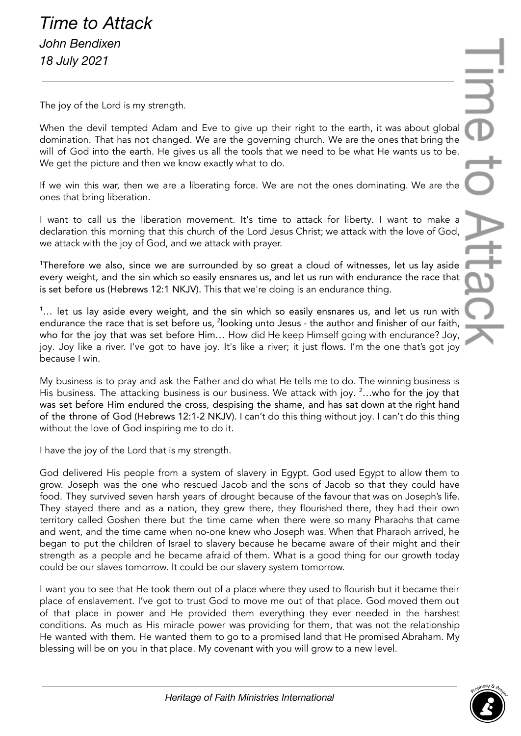# *Time to Attack*

*John Bendixen*

*18 July 2021*

---

The joy of the Lord is my strength.

When the devil tempted Adam and Eve to give up their right to the earth, it was about global domination. That has not changed. We are the governing church. We are the ones that bring the will of God into the earth. He gives us all the tools that we need to be what He wants us to be. We get the picture and then we know exactly what to do.

If we win this war, then we are a liberating force. We are not the ones dominating. We are the ones that bring liberation.

I want to call us the liberation movement. It's time to attack for liberty. I want to make a declaration this morning that this church of the Lord Jesus Christ; we attack with the love of God, we attack with the joy of God, and we attack with prayer.

[1]Therefore we also, since we are surrounded by so great a cloud of witnesses, let us lay aside every weight, and the sin which so easily ensnares us, and let us run with endurance the race that is set before us (Hebrews 12:1 NKJV). This that we're doing is an endurance thing.

[1]… let us lay aside every weight, and the sin which so easily ensnares us, and let us run with endurance the race that is set before us, [2]looking unto Jesus - the author and finisher of our faith, who for the joy that was set before Him… How did He keep Himself going with endurance? Joy, joy. Joy like a river. I've got to have joy. It's like a river; it just flows. I'm the one that's got joy because I win.

My business is to pray and ask the Father and do what He tells me to do. The winning business is His business. The attacking business is our business. We attack with joy. [2]…who for the joy that was set before Him endured the cross, despising the shame, and has sat down at the right hand of the throne of God (Hebrews 12:1-2 NKJV). I can't do this thing without joy. I can't do this thing without the love of God inspiring me to do it.

I have the joy of the Lord that is my strength.

God delivered His people from a system of slavery in Egypt. God used Egypt to allow them to grow. Joseph was the one who rescued Jacob and the sons of Jacob so that they could have food. They survived seven harsh years of drought because of the favour that was on Joseph's life. They stayed there and as a nation, they grew there, they flourished there, they had their own territory called Goshen there but the time came when there were so many Pharaohs that came and went, and the time came when no-one knew who Joseph was. When that Pharaoh arrived, he began to put the children of Israel to slavery because he became aware of their might and their strength as a people and he became afraid of them. What is a good thing for our growth today could be our slaves tomorrow. It could be our slavery system tomorrow.

I want you to see that He took them out of a place where they used to flourish but it became their place of enslavement. I've got to trust God to move me out of that place. God moved them out of that place in power and He provided them everything they ever needed in the harshest conditions. As much as His miracle power was providing for them, that was not the relationship He wanted with them. He wanted them to go to a promised land that He promised Abraham. My blessing will be on you in that place. My covenant with you will grow to a new level.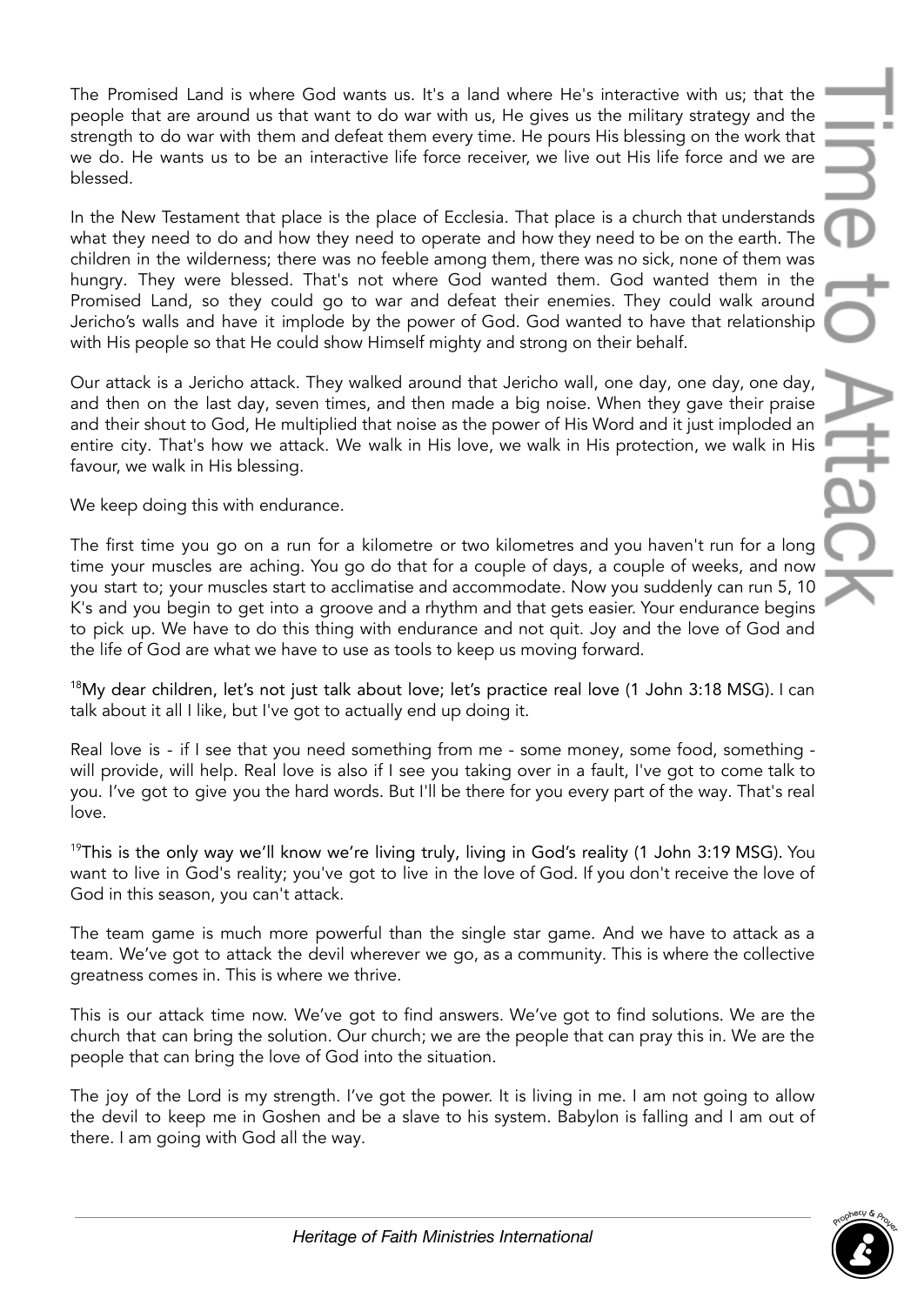The Promised Land is where God wants us. It's a land where He's interactive with us; that the people that are around us that want to do war with us, He gives us the military strategy and the strength to do war with them and defeat them every time. He pours His blessing on the work that we do. He wants us to be an interactive life force receiver, we live out His life force and we are blessed.

In the New Testament that place is the place of Ecclesia. That place is a church that understands what they need to do and how they need to operate and how they need to be on the earth. The children in the wilderness; there was no feeble among them, there was no sick, none of them was hungry. They were blessed. That's not where God wanted them. God wanted them in the Promised Land, so they could go to war and defeat their enemies. They could walk around Jericho's walls and have it implode by the power of God. God wanted to have that relationship with His people so that He could show Himself mighty and strong on their behalf.

Our attack is a Jericho attack. They walked around that Jericho wall, one day, one day, one day, and then on the last day, seven times, and then made a big noise. When they gave their praise and their shout to God, He multiplied that noise as the power of His Word and it just imploded an entire city. That's how we attack. We walk in His love, we walk in His protection, we walk in His favour, we walk in His blessing.

We keep doing this with endurance.

The first time you go on a run for a kilometre or two kilometres and you haven't run for a long time your muscles are aching. You go do that for a couple of days, a couple of weeks, and now you start to; your muscles start to acclimatise and accommodate. Now you suddenly can run 5, 10 K's and you begin to get into a groove and a rhythm and that gets easier. Your endurance begins to pick up. We have to do this thing with endurance and not quit. Joy and the love of God and the life of God are what we have to use as tools to keep us moving forward.

[18]My dear children, let's not just talk about love; let's practice real love (1 John 3:18 MSG). I can talk about it all I like, but I've got to actually end up doing it.

Real love is - if I see that you need something from me - some money, some food, something - will provide, will help. Real love is also if I see you taking over in a fault, I've got to come talk to you. I've got to give you the hard words. But I'll be there for you every part of the way. That's real love.

[19]This is the only way we'll know we're living truly, living in God's reality (1 John 3:19 MSG). You want to live in God's reality; you've got to live in the love of God. If you don't receive the love of God in this season, you can't attack.

The team game is much more powerful than the single star game. And we have to attack as a team. We've got to attack the devil wherever we go, as a community. This is where the collective greatness comes in. This is where we thrive.

This is our attack time now. We've got to find answers. We've got to find solutions. We are the church that can bring the solution. Our church; we are the people that can pray this in. We are the people that can bring the love of God into the situation.

The joy of the Lord is my strength. I've got the power. It is living in me. I am not going to allow the devil to keep me in Goshen and be a slave to his system. Babylon is falling and I am out of there. I am going with God all the way.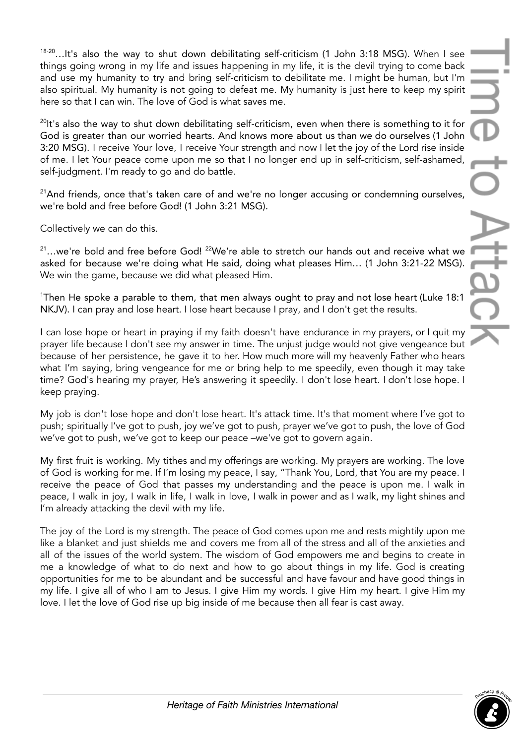[18-20]…It's also the way to shut down debilitating self-criticism (1 John 3:18 MSG). When I see things going wrong in my life and issues happening in my life, it is the devil trying to come back and use my humanity to try and bring self-criticism to debilitate me. I might be human, but I'm also spiritual. My humanity is not going to defeat me. My humanity is just here to keep my spirit here so that I can win. The love of God is what saves me.

[20]It's also the way to shut down debilitating self-criticism, even when there is something to it for God is greater than our worried hearts. And knows more about us than we do ourselves (1 John 3:20 MSG). I receive Your love, I receive Your strength and now I let the joy of the Lord rise inside of me. I let Your peace come upon me so that I no longer end up in self-criticism, self-ashamed, self-judgment. I'm ready to go and do battle.

[21]And friends, once that's taken care of and we're no longer accusing or condemning ourselves, we're bold and free before God! (1 John 3:21 MSG).

Collectively we can do this.

[21]…we're bold and free before God! [22]We're able to stretch our hands out and receive what we asked for because we're doing what He said, doing what pleases Him… (1 John 3:21-22 MSG). We win the game, because we did what pleased Him.

[1]Then He spoke a parable to them, that men always ought to pray and not lose heart (Luke 18:1 NKJV). I can pray and lose heart. I lose heart because I pray, and I don't get the results.

I can lose hope or heart in praying if my faith doesn't have endurance in my prayers, or I quit my prayer life because I don't see my answer in time. The unjust judge would not give vengeance but because of her persistence, he gave it to her. How much more will my heavenly Father who hears what I'm saying, bring vengeance for me or bring help to me speedily, even though it may take time? God's hearing my prayer, He's answering it speedily. I don't lose heart. I don't lose hope. I keep praying.

My job is don't lose hope and don't lose heart. It's attack time. It's that moment where I've got to push; spiritually I've got to push, joy we've got to push, prayer we've got to push, the love of God we've got to push, we've got to keep our peace –we've got to govern again.

My first fruit is working. My tithes and my offerings are working. My prayers are working. The love of God is working for me. If I'm losing my peace, I say, "Thank You, Lord, that You are my peace. I receive the peace of God that passes my understanding and the peace is upon me. I walk in peace, I walk in joy, I walk in life, I walk in love, I walk in power and as I walk, my light shines and I'm already attacking the devil with my life.

The joy of the Lord is my strength. The peace of God comes upon me and rests mightily upon me like a blanket and just shields me and covers me from all of the stress and all of the anxieties and all of the issues of the world system. The wisdom of God empowers me and begins to create in me a knowledge of what to do next and how to go about things in my life. God is creating opportunities for me to be abundant and be successful and have favour and have good things in my life. I give all of who I am to Jesus. I give Him my words. I give Him my heart. I give Him my love. I let the love of God rise up big inside of me because then all fear is cast away.